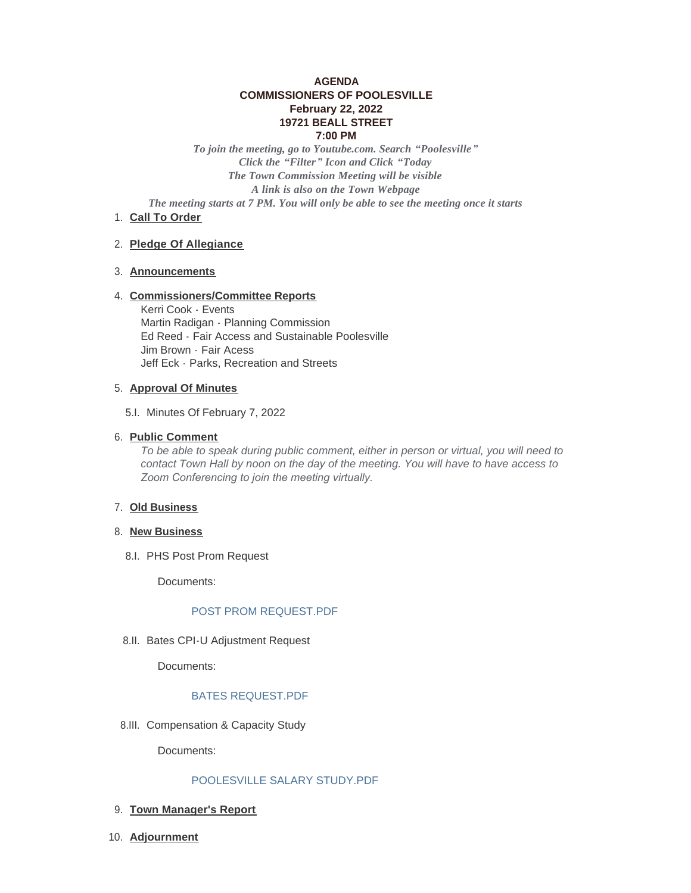**AGENDA**
**COMMISSIONERS OF POOLESVILLE**
**February 22, 2022**
**19721 BEALL STREET**
**7:00 PM**

*To join the meeting, go to Youtube.com. Search "Poolesville"*
*Click the "Filter" Icon and Click "Today*
*The Town Commission Meeting will be visible*
*A link is also on the Town Webpage*
*The meeting starts at 7 PM. You will only be able to see the meeting once it starts*

1. **Call To Order**

2. **Pledge Of Allegiance**

3. **Announcements**

4. **Commissioners/Committee Reports**
   Kerri Cook - Events
   Martin Radigan - Planning Commission
   Ed Reed - Fair Access and Sustainable Poolesville
   Jim Brown - Fair Acess
   Jeff Eck - Parks, Recreation and Streets

5. **Approval Of Minutes**

   5.I. Minutes Of February 7, 2022

6. **Public Comment**
   *To be able to speak during public comment, either in person or virtual, you will need to contact Town Hall by noon on the day of the meeting. You will have to have access to Zoom Conferencing to join the meeting virtually.*

7. **Old Business**

8. **New Business**

   8.I. PHS Post Prom Request

   Documents:

   POST PROM REQUEST.PDF

   8.II. Bates CPI-U Adjustment Request

   Documents:

   BATES REQUEST.PDF

   8.III. Compensation & Capacity Study

   Documents:

   POOLESVILLE SALARY STUDY.PDF

9. **Town Manager's Report**

10. **Adjournment**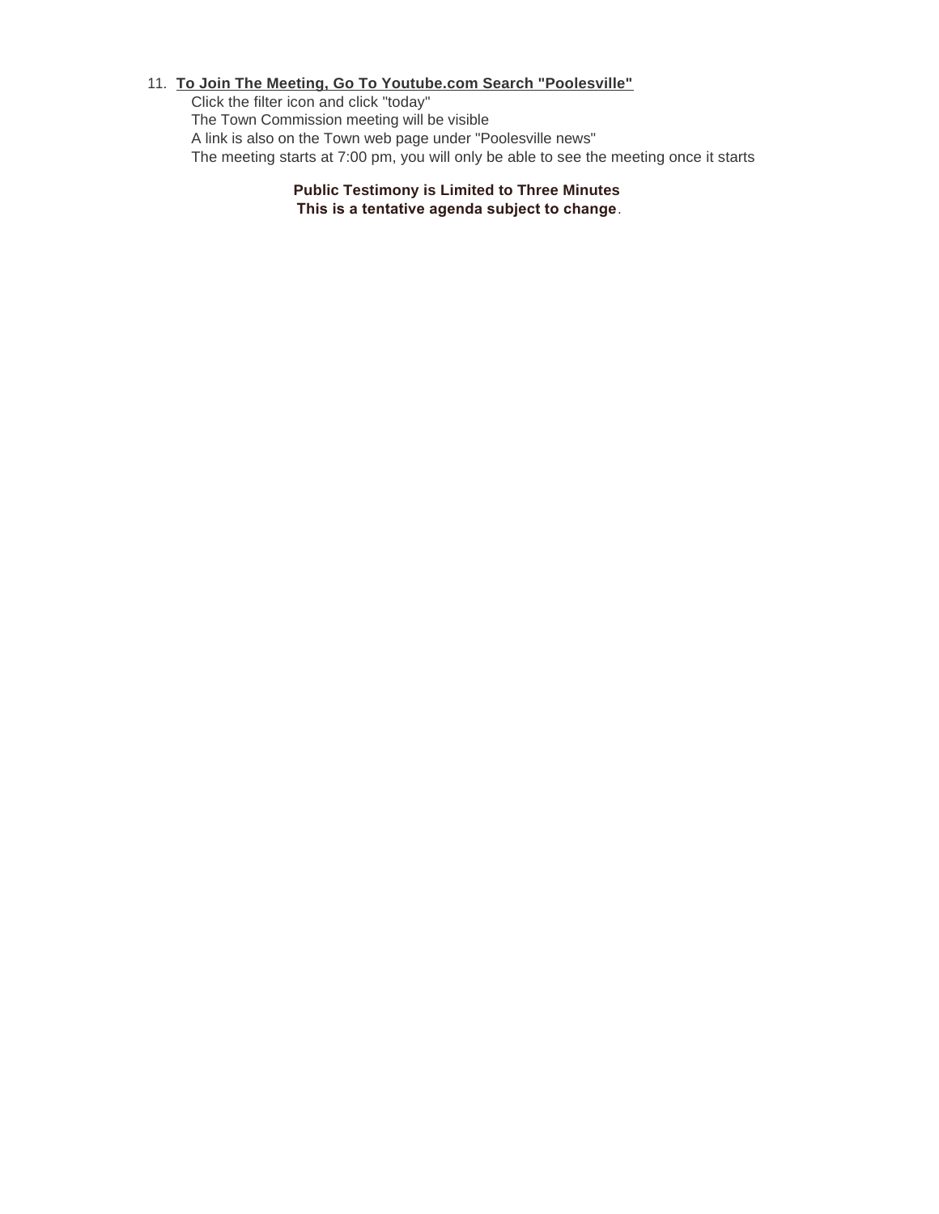11. **To Join The Meeting, Go To Youtube.com Search "Poolesville"**

    Click the filter icon and click "today"
    The Town Commission meeting will be visible
    A link is also on the Town web page under "Poolesville news"
    The meeting starts at 7:00 pm, you will only be able to see the meeting once it starts

**Public Testimony is Limited to Three Minutes**
**This is a tentative agenda subject to change**.